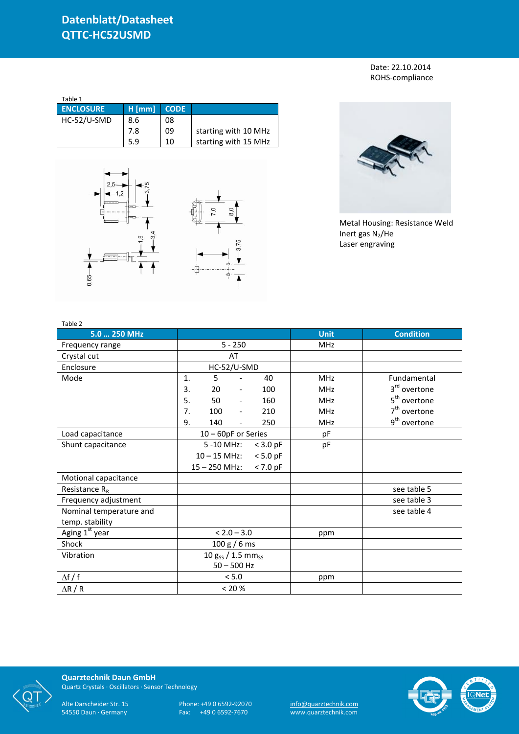# Datenblatt/Datasheet
# QTTC-HC52USMD

Date: 22.10.2014
ROHS-compliance

Table 1

| ENCLOSURE | H [mm] | CODE | |
|---|---|---|---|
| HC-52/U-SMD | 8.6 | 08 | |
| | 7.8 | 09 | starting with 10 MHz |
| | 5.9 | 10 | starting with 15 MHz |

Metal Housing: Resistance Weld
Inert gas $N_2$/He
Laser engraving

Table 2

| 5.0 … 250 MHz | | Unit | Condition |
|---|---|---|---|
| Frequency range | 5 - 250 | MHz | |
| Crystal cut | AT | | |
| Enclosure | HC-52/U-SMD | | |
| Mode | 1. 5 - 40 | MHz | Fundamental |
| | 3. 20 - 100 | MHz | 3rd overtone |
| | 5. 50 - 160 | MHz | 5th overtone |
| | 7. 100 - 210 | MHz | 7th overtone |
| | 9. 140 - 250 | MHz | 9th overtone |
| Load capacitance | 10 – 60pF or Series | pF | |
| Shunt capacitance | 5 -10 MHz: < 3.0 pF | pF | |
| | 10 – 15 MHz: < 5.0 pF | | |
| | 15 – 250 MHz: < 7.0 pF | | |
| Motional capacitance | | | |
| Resistance $R_R$ | | | see table 5 |
| Frequency adjustment | | | see table 3 |
| Nominal temperature and temp. stability | | | see table 4 |
| Aging 1st year | < 2.0 – 3.0 | ppm | |
| Shock | 100 g / 6 ms | | |
| Vibration | 10 $g_{SS}$ / 1.5 $mm_{SS}$ 50 – 500 Hz | | |
| $\Delta f / f$ | < 5.0 | ppm | |
| $\Delta R / R$ | < 20 % | | |

**Quarztechnik Daun GmbH**
Quartz Crystals · Oscillators · Sensor Technology

Alte Darscheider Str. 15
54550 Daun · Germany

Phone: +49 0 6592-92070
Fax: +49 0 6592-7670

info@quarztechnik.com
www.quarztechnik.com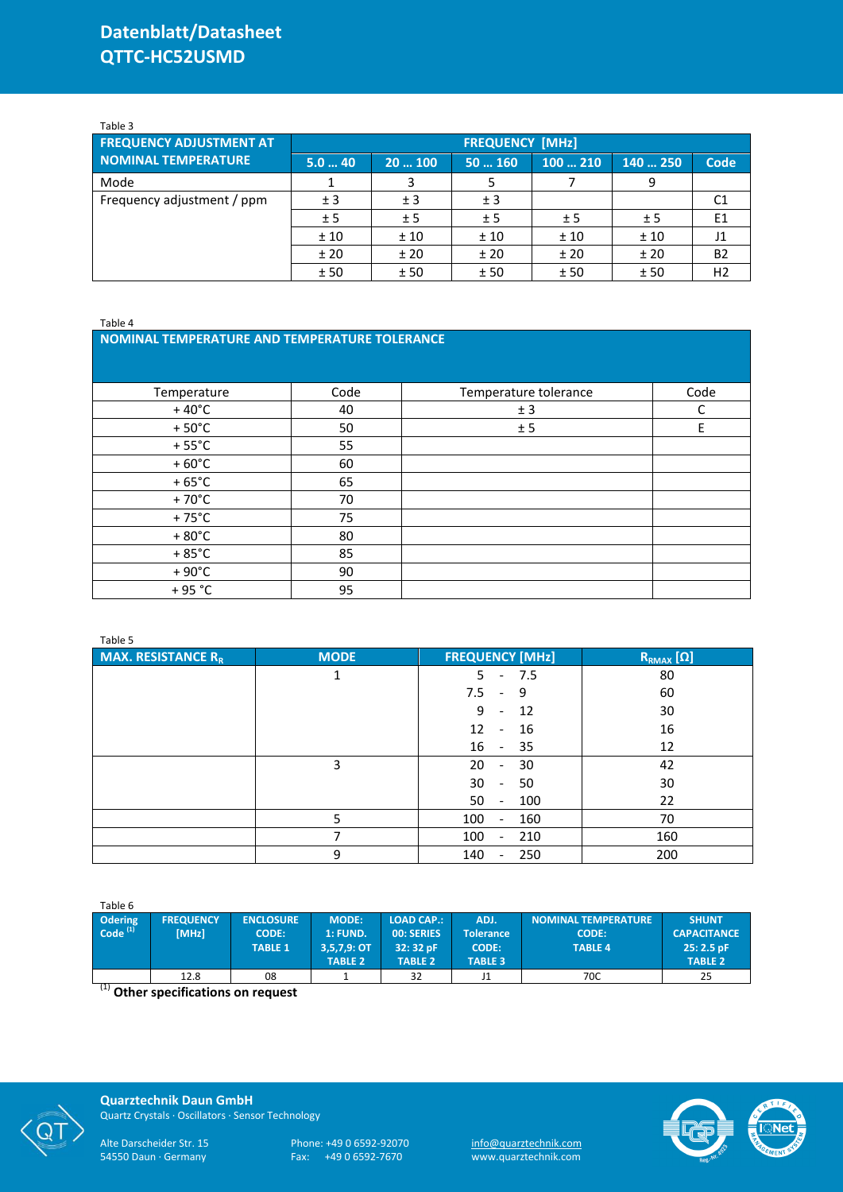# Datenblatt/Datasheet
# QTTC-HC52USMD

Table 3

| FREQUENCY ADJUSTMENT AT NOMINAL TEMPERATURE | FREQUENCY [MHz] | | | | | |
|---|---|---|---|---|---|---|
| | 5.0 … 40 | 20 … 100 | 50 … 160 | 100 … 210 | 140 … 250 | Code |
| Mode | 1 | 3 | 5 | 7 | 9 | |
| Frequency adjustment / ppm | ± 3 | ± 3 | ± 3 | | | C1 |
| | ± 5 | ± 5 | ± 5 | ± 5 | ± 5 | E1 |
| | ± 10 | ± 10 | ± 10 | ± 10 | ± 10 | J1 |
| | ± 20 | ± 20 | ± 20 | ± 20 | ± 20 | B2 |
| | ± 50 | ± 50 | ± 50 | ± 50 | ± 50 | H2 |

Table 4

| NOMINAL TEMPERATURE AND TEMPERATURE TOLERANCE | | | |
|---|---|---|---|
| Temperature | Code | Temperature tolerance | Code |
| + 40°C | 40 | ± 3 | C |
| + 50°C | 50 | ± 5 | E |
| + 55°C | 55 | | |
| + 60°C | 60 | | |
| + 65°C | 65 | | |
| + 70°C | 70 | | |
| + 75°C | 75 | | |
| + 80°C | 80 | | |
| + 85°C | 85 | | |
| + 90°C | 90 | | |
| + 95 °C | 95 | | |

Table 5

| MAX. RESISTANCE $R_R$ | MODE | FREQUENCY [MHz] | $R_{RMAX}$ [Ω] |
|---|---|---|---|
| | 1 | 5 - 7.5 | 80 |
| | | 7.5 - 9 | 60 |
| | | 9 - 12 | 30 |
| | | 12 - 16 | 16 |
| | | 16 - 35 | 12 |
| | 3 | 20 - 30 | 42 |
| | | 30 - 50 | 30 |
| | | 50 - 100 | 22 |
| | 5 | 100 - 160 | 70 |
| | 7 | 100 - 210 | 160 |
| | 9 | 140 - 250 | 200 |

Table 6

| Odering Code [1] | FREQUENCY [MHz] | ENCLOSURE CODE: TABLE 1 | MODE: 1: FUND. 3,5,7,9: OT TABLE 2 | LOAD CAP.: 00: SERIES 32: 32 pF TABLE 2 | ADJ. Tolerance CODE: TABLE 3 | NOMINAL TEMPERATURE CODE: TABLE 4 | SHUNT CAPACITANCE 25: 2.5 pF TABLE 2 |
|---|---|---|---|---|---|---|---|
| | 12.8 | 08 | 1 | 32 | J1 | 70C | 25 |

[1] **Other specifications on request**

**Quarztechnik Daun GmbH**
Quartz Crystals · Oscillators · Sensor Technology

Alte Darscheider Str. 15
54550 Daun · Germany

Phone: +49 0 6592-92070
Fax: +49 0 6592-7670

info@quarztechnik.com
www.quarztechnik.com